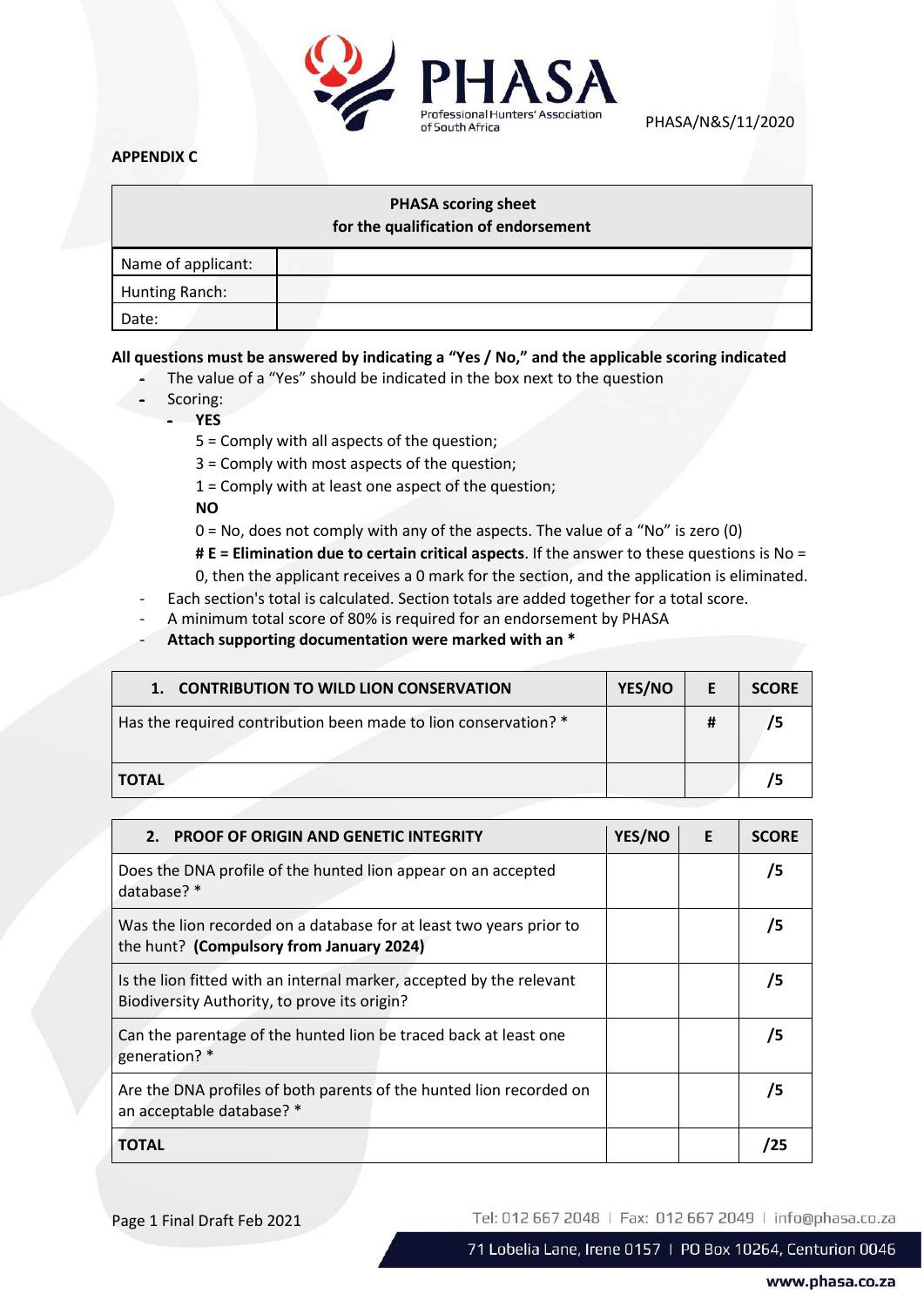PHASA/N&S/11/2020

**APPENDIX C**

| PHASA scoring sheet for the qualification of endorsement | |
|---|---|
| Name of applicant: | |
| Hunting Ranch: | |
| Date: | |

**All questions must be answered by indicating a "Yes / No," and the applicable scoring indicated**

- The value of a "Yes" should be indicated in the box next to the question
- Scoring:
  - **YES**

    5 = Comply with all aspects of the question;

    3 = Comply with most aspects of the question;

    1 = Comply with at least one aspect of the question;

    **NO**

    0 = No, does not comply with any of the aspects. The value of a "No" is zero (0)

    **# E = Elimination due to certain critical aspects**. If the answer to these questions is No = 0, then the applicant receives a 0 mark for the section, and the application is eliminated.
- Each section's total is calculated. Section totals are added together for a total score.
- A minimum total score of 80% is required for an endorsement by PHASA
- **Attach supporting documentation were marked with an ***

| 1. CONTRIBUTION TO WILD LION CONSERVATION | YES/NO | E | SCORE |
|---|---|---|---|
| Has the required contribution been made to lion conservation? * | | # | /5 |
| **TOTAL** | | | /5 |

| 2. PROOF OF ORIGIN AND GENETIC INTEGRITY | YES/NO | E | SCORE |
|---|---|---|---|
| Does the DNA profile of the hunted lion appear on an accepted database? * | | | /5 |
| Was the lion recorded on a database for at least two years prior to the hunt? **(Compulsory from January 2024)** | | | /5 |
| Is the lion fitted with an internal marker, accepted by the relevant Biodiversity Authority, to prove its origin? | | | /5 |
| Can the parentage of the hunted lion be traced back at least one generation? * | | | /5 |
| Are the DNA profiles of both parents of the hunted lion recorded on an acceptable database? * | | | /5 |
| **TOTAL** | | | /25 |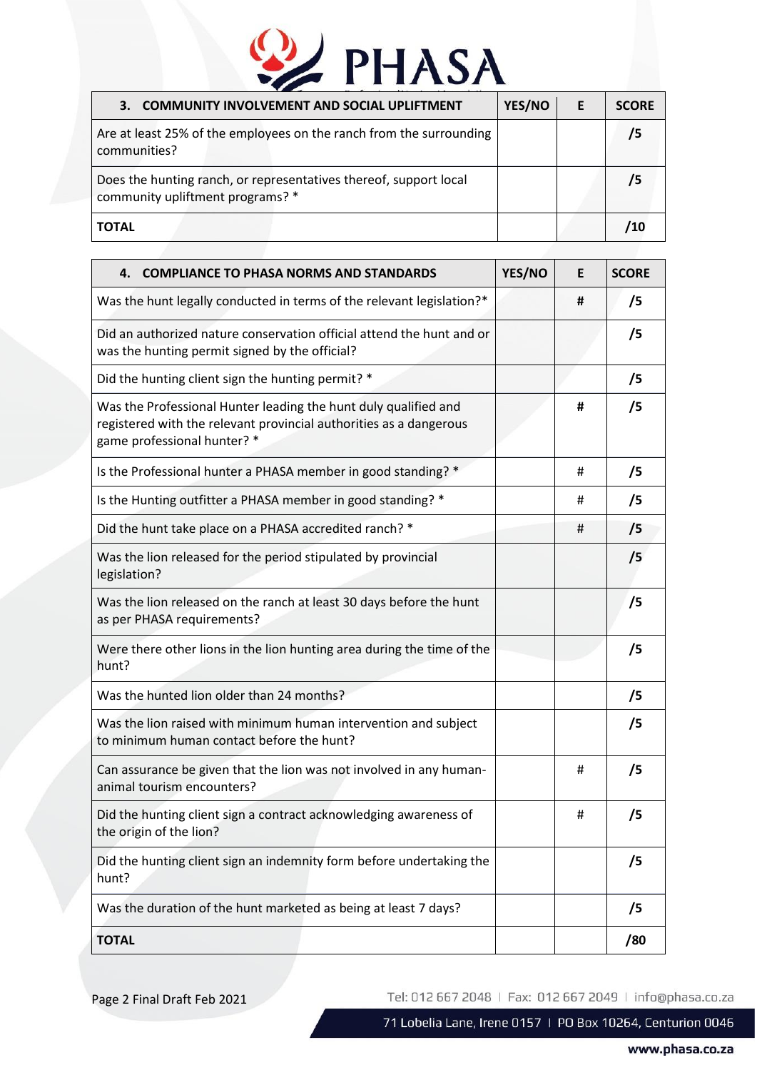| 3. COMMUNITY INVOLVEMENT AND SOCIAL UPLIFTMENT | YES/NO | E | SCORE |
|---|---|---|---|
| Are at least 25% of the employees on the ranch from the surrounding communities? | | | /5 |
| Does the hunting ranch, or representatives thereof, support local community upliftment programs? * | | | /5 |
| **TOTAL** | | | /10 |

| 4. COMPLIANCE TO PHASA NORMS AND STANDARDS | YES/NO | E | SCORE |
|---|---|---|---|
| Was the hunt legally conducted in terms of the relevant legislation?* | | # | /5 |
| Did an authorized nature conservation official attend the hunt and or was the hunting permit signed by the official? | | | /5 |
| Did the hunting client sign the hunting permit? * | | | /5 |
| Was the Professional Hunter leading the hunt duly qualified and registered with the relevant provincial authorities as a dangerous game professional hunter? * | | # | /5 |
| Is the Professional hunter a PHASA member in good standing? * | | # | /5 |
| Is the Hunting outfitter a PHASA member in good standing? * | | # | /5 |
| Did the hunt take place on a PHASA accredited ranch? * | | # | /5 |
| Was the lion released for the period stipulated by provincial legislation? | | | /5 |
| Was the lion released on the ranch at least 30 days before the hunt as per PHASA requirements? | | | /5 |
| Were there other lions in the lion hunting area during the time of the hunt? | | | /5 |
| Was the hunted lion older than 24 months? | | | /5 |
| Was the lion raised with minimum human intervention and subject to minimum human contact before the hunt? | | | /5 |
| Can assurance be given that the lion was not involved in any human-animal tourism encounters? | | # | /5 |
| Did the hunting client sign a contract acknowledging awareness of the origin of the lion? | | # | /5 |
| Did the hunting client sign an indemnity form before undertaking the hunt? | | | /5 |
| Was the duration of the hunt marketed as being at least 7 days? | | | /5 |
| **TOTAL** | | | /80 |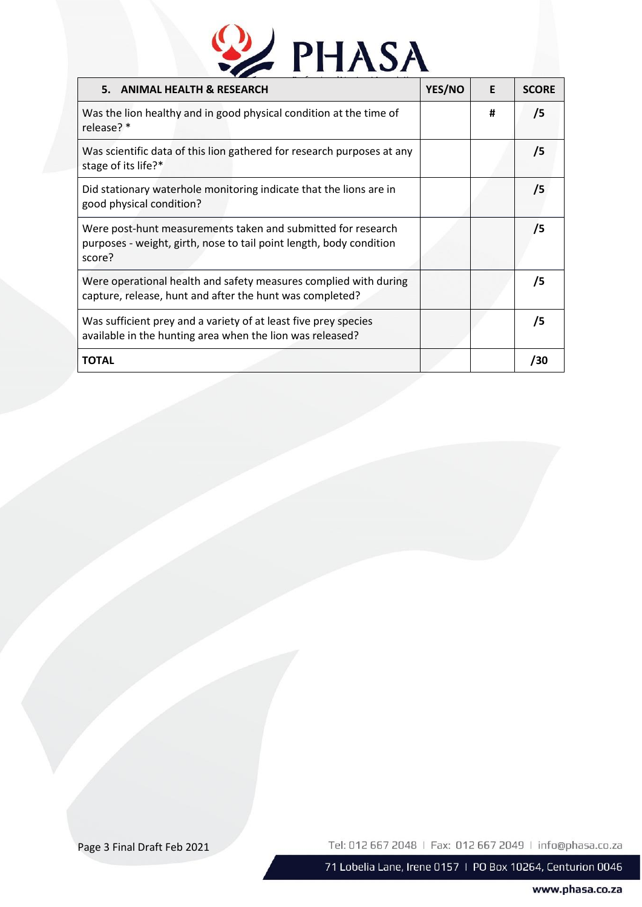| 5. ANIMAL HEALTH & RESEARCH | YES/NO | E | SCORE |
|---|---|---|---|
| Was the lion healthy and in good physical condition at the time of release? * | | # | /5 |
| Was scientific data of this lion gathered for research purposes at any stage of its life?* | | | /5 |
| Did stationary waterhole monitoring indicate that the lions are in good physical condition? | | | /5 |
| Were post-hunt measurements taken and submitted for research purposes - weight, girth, nose to tail point length, body condition score? | | | /5 |
| Were operational health and safety measures complied with during capture, release, hunt and after the hunt was completed? | | | /5 |
| Was sufficient prey and a variety of at least five prey species available in the hunting area when the lion was released? | | | /5 |
| **TOTAL** | | | /30 |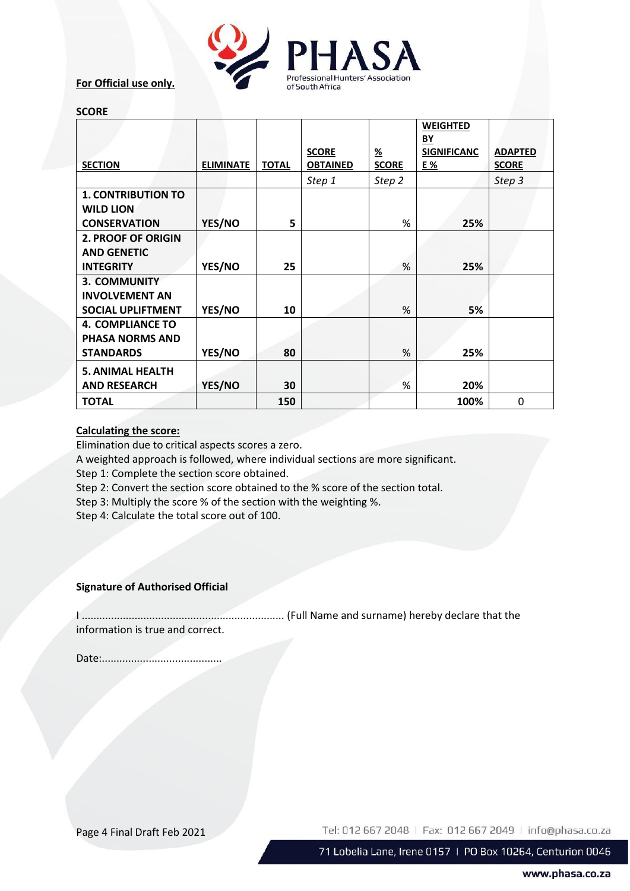**For Official use only.**

**SCORE**

| **SECTION** | **ELIMINATE** | **TOTAL** | **SCORE OBTAINED** | **% SCORE** | **WEIGHTED BY SIGNIFICANCE %** | **ADAPTED SCORE** |
|---|---|---|---|---|---|---|
| | | | *Step 1* | *Step 2* | | *Step 3* |
| **1. CONTRIBUTION TO WILD LION CONSERVATION** | **YES/NO** | **5** | | % | **25%** | |
| **2. PROOF OF ORIGIN AND GENETIC INTEGRITY** | **YES/NO** | **25** | | % | **25%** | |
| **3. COMMUNITY INVOLVEMENT AN SOCIAL UPLIFTMENT** | **YES/NO** | **10** | | % | **5%** | |
| **4. COMPLIANCE TO PHASA NORMS AND STANDARDS** | **YES/NO** | **80** | | % | **25%** | |
| **5. ANIMAL HEALTH AND RESEARCH** | **YES/NO** | **30** | | % | **20%** | |
| **TOTAL** | | **150** | | | **100%** | 0 |

**Calculating the score:**

Elimination due to critical aspects scores a zero.

A weighted approach is followed, where individual sections are more significant.

Step 1: Complete the section score obtained.

Step 2: Convert the section score obtained to the % score of the section total.

Step 3: Multiply the score % of the section with the weighting %.

Step 4: Calculate the total score out of 100.

**Signature of Authorised Official**

I .................................................................... (Full Name and surname) hereby declare that the information is true and correct.

Date:.........................................